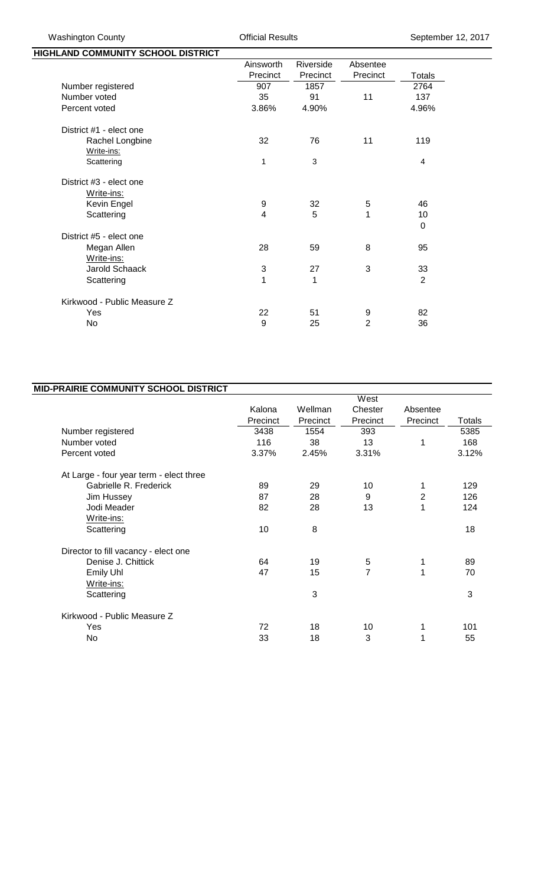Washington County | Official Results | September 12, 2017

## HIGHLAND COMMUNITY SCHOOL DISTRICT

| | Ainsworth Precinct | Riverside Precinct | Absentee Precinct | Totals |
|---|---|---|---|---|
| Number registered | 907 | 1857 | | 2764 |
| Number voted | 35 | 91 | 11 | 137 |
| Percent voted | 3.86% | 4.90% | | 4.96% |
| | | | | |
| District #1 - elect one | | | | |
| Rachel Longbine | 32 | 76 | 11 | 119 |
| Write-ins: | | | | |
| Scattering | 1 | 3 | | 4 |
| | | | | |
| District #3 - elect one | | | | |
| Write-ins: | | | | |
| Kevin Engel | 9 | 32 | 5 | 46 |
| Scattering | 4 | 5 | 1 | 10 |
| | | | | 0 |
| District #5 - elect one | | | | |
| Megan Allen | 28 | 59 | 8 | 95 |
| Write-ins: | | | | |
| Jarold Schaack | 3 | 27 | 3 | 33 |
| Scattering | 1 | 1 | | 2 |
| | | | | |
| Kirkwood - Public Measure Z | | | | |
| Yes | 22 | 51 | 9 | 82 |
| No | 9 | 25 | 2 | 36 |

## MID-PRAIRIE COMMUNITY SCHOOL DISTRICT

| | Kalona Precinct | Wellman Precinct | West Chester Precinct | Absentee Precinct | Totals |
|---|---|---|---|---|---|
| Number registered | 3438 | 1554 | 393 | | 5385 |
| Number voted | 116 | 38 | 13 | 1 | 168 |
| Percent voted | 3.37% | 2.45% | 3.31% | | 3.12% |
| | | | | | |
| At Large - four year term - elect three | | | | | |
| Gabrielle R. Frederick | 89 | 29 | 10 | 1 | 129 |
| Jim Hussey | 87 | 28 | 9 | 2 | 126 |
| Jodi Meader | 82 | 28 | 13 | 1 | 124 |
| Write-ins: | | | | | |
| Scattering | 10 | 8 | | | 18 |
| | | | | | |
| Director to fill vacancy - elect one | | | | | |
| Denise J. Chittick | 64 | 19 | 5 | 1 | 89 |
| Emily Uhl | 47 | 15 | 7 | 1 | 70 |
| Write-ins: | | | | | |
| Scattering | | 3 | | | 3 |
| | | | | | |
| Kirkwood - Public Measure Z | | | | | |
| Yes | 72 | 18 | 10 | 1 | 101 |
| No | 33 | 18 | 3 | 1 | 55 |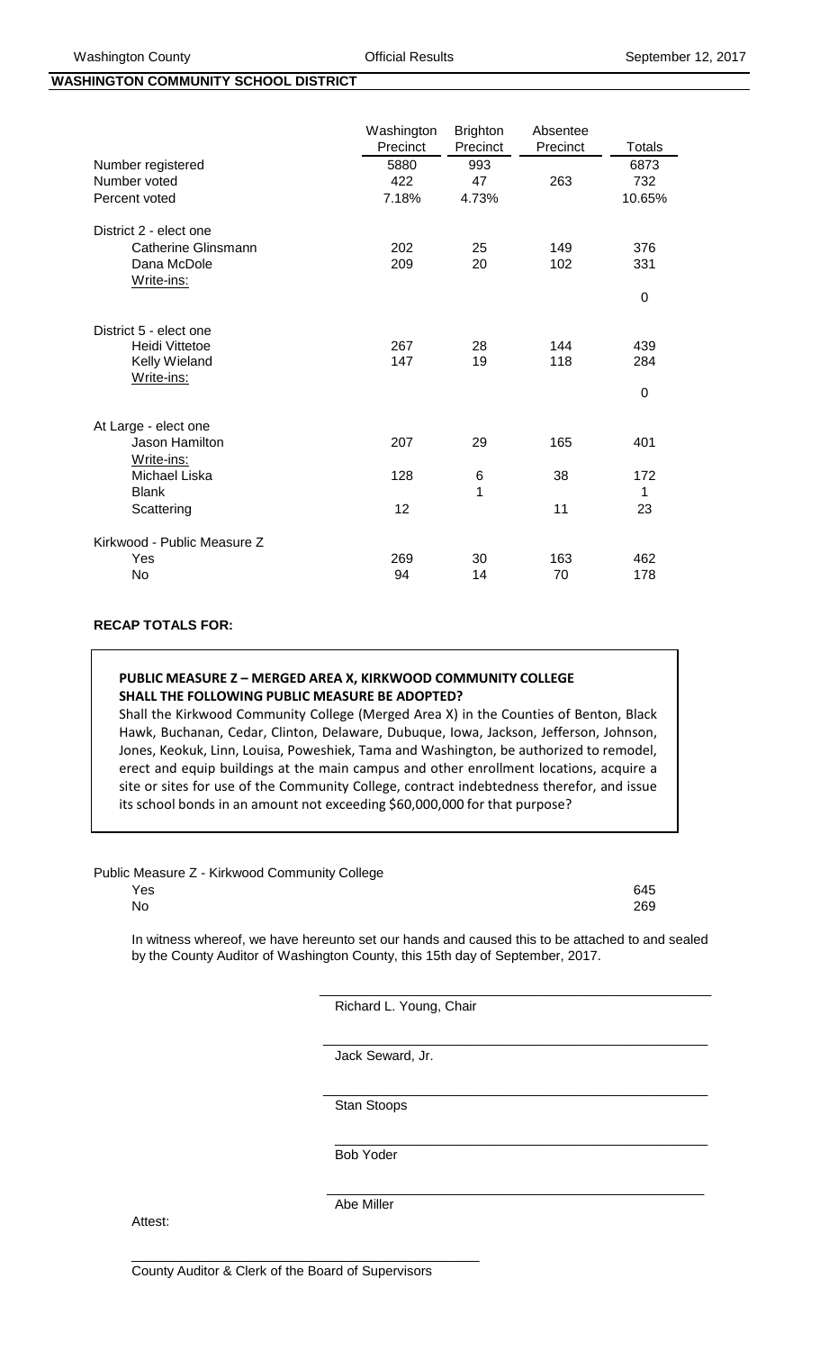Washington County — Official Results — September 12, 2017

## WASHINGTON COMMUNITY SCHOOL DISTRICT

| | Washington Precinct | Brighton Precinct | Absentee Precinct | Totals |
|---|---|---|---|---|
| Number registered | 5880 | 993 | | 6873 |
| Number voted | 422 | 47 | 263 | 732 |
| Percent voted | 7.18% | 4.73% | | 10.65% |
| **District 2 - elect one** | | | | |
| Catherine Glinsmann | 202 | 25 | 149 | 376 |
| Dana McDole | 209 | 20 | 102 | 331 |
| Write-ins: | | | | |
| | | | | 0 |
| **District 5 - elect one** | | | | |
| Heidi Vittetoe | 267 | 28 | 144 | 439 |
| Kelly Wieland | 147 | 19 | 118 | 284 |
| Write-ins: | | | | |
| | | | | 0 |
| **At Large - elect one** | | | | |
| Jason Hamilton | 207 | 29 | 165 | 401 |
| Write-ins: | | | | |
| Michael Liska | 128 | 6 | 38 | 172 |
| Blank | | 1 | | 1 |
| Scattering | 12 | | 11 | 23 |
| **Kirkwood - Public Measure Z** | | | | |
| Yes | 269 | 30 | 163 | 462 |
| No | 94 | 14 | 70 | 178 |

**RECAP TOTALS FOR:**

**PUBLIC MEASURE Z – MERGED AREA X, KIRKWOOD COMMUNITY COLLEGE**
**SHALL THE FOLLOWING PUBLIC MEASURE BE ADOPTED?**

Shall the Kirkwood Community College (Merged Area X) in the Counties of Benton, Black Hawk, Buchanan, Cedar, Clinton, Delaware, Dubuque, Iowa, Jackson, Jefferson, Johnson, Jones, Keokuk, Linn, Louisa, Poweshiek, Tama and Washington, be authorized to remodel, erect and equip buildings at the main campus and other enrollment locations, acquire a site or sites for use of the Community College, contract indebtedness therefor, and issue its school bonds in an amount not exceeding $60,000,000 for that purpose?

| Public Measure Z - Kirkwood Community College | |
|---|---|
| Yes | 645 |
| No | 269 |

In witness whereof, we have hereunto set our hands and caused this to be attached to and sealed by the County Auditor of Washington County, this 15th day of September, 2017.

Richard L. Young, Chair

Jack Seward, Jr.

Stan Stoops

Bob Yoder

Abe Miller

Attest:

County Auditor & Clerk of the Board of Supervisors